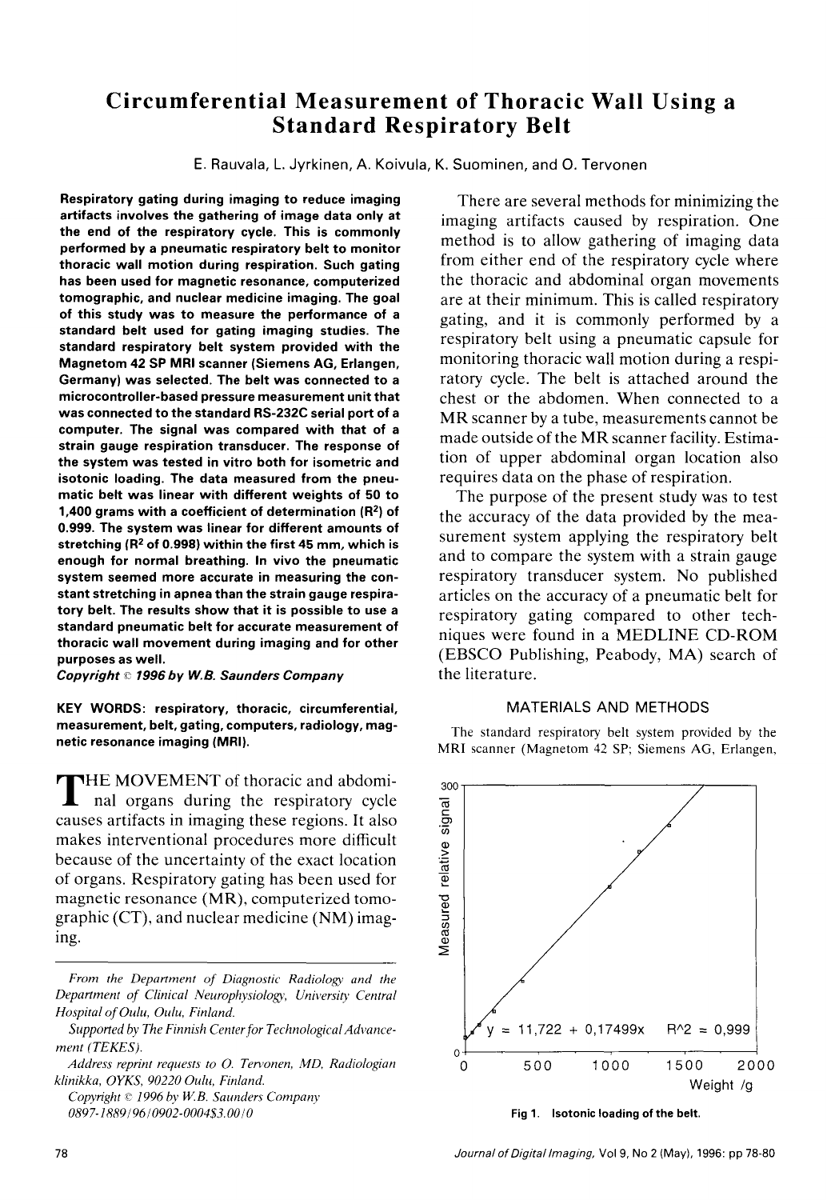# Circumferential Measurement of Thoracic Wall Using a Standard Respiratory Belt

E. Rauvala, L. Jyrkinen, A. Koivula, K. Suominen, and O. Tervonen

**Respiratory gating during imaging to reduce imaging artifacts involves the gathering of image data only at the end of the respiratory cycle. This is commonly performed by a pneumatic respiratory belt to monitor thoracic wall motion during respiration. Such gating has been used for magnetic resonance, computerized tomographic, and nuclear medicine imaging. The goal of this study was to measure the performance of a standard belt used for gating imaging studies. The standard respiratory belt system provided with the Magnetom 42 SP MRI scanner (Siemens AG, Erlangen, Germany) was selected. The belt was connected to a microcontroller-based pressure measurement unit that was connected to the standard RS-232C serial port of a computer. The signal was compared with that of a strain gauge respiration transducer. The response of the system was tested in vitro both for isometric and isotonic loading. The data measured from the pneumatic belt was linear with different weights of 50 to 1,400 grams with a coefficient of determination ($R^2$) of 0.999. The system was linear for different amounts of stretching ($R^2$ of 0.998) within the first 45 mm, which is enough for normal breathing. In vivo the pneumatic system seemed more accurate in measuring the constant stretching in apnea than the strain gauge respiratory belt. The results show that it is possible to use a standard pneumatic belt for accurate measurement of thoracic wall movement during imaging and for other purposes as well.**

***Copyright © 1996 by W.B. Saunders Company***

**KEY WORDS: respiratory, thoracic, circumferential, measurement, belt, gating, computers, radiology, magnetic resonance imaging (MRI).**

THE MOVEMENT of thoracic and abdominal organs during the respiratory cycle causes artifacts in imaging these regions. It also makes interventional procedures more difficult because of the uncertainty of the exact location of organs. Respiratory gating has been used for magnetic resonance (MR), computerized tomographic (CT), and nuclear medicine (NM) imaging.

There are several methods for minimizing the imaging artifacts caused by respiration. One method is to allow gathering of imaging data from either end of the respiratory cycle where the thoracic and abdominal organ movements are at their minimum. This is called respiratory gating, and it is commonly performed by a respiratory belt using a pneumatic capsule for monitoring thoracic wall motion during a respiratory cycle. The belt is attached around the chest or the abdomen. When connected to a MR scanner by a tube, measurements cannot be made outside of the MR scanner facility. Estimation of upper abdominal organ location also requires data on the phase of respiration.

The purpose of the present study was to test the accuracy of the data provided by the measurement system applying the respiratory belt and to compare the system with a strain gauge respiratory transducer system. No published articles on the accuracy of a pneumatic belt for respiratory gating compared to other techniques were found in a MEDLINE CD-ROM (EBSCO Publishing, Peabody, MA) search of the literature.

## MATERIALS AND METHODS

The standard respiratory belt system provided by the MRI scanner (Magnetom 42 SP; Siemens AG, Erlangen,

Fig 1. Isotonic loading of the belt.

*From the Department of Diagnostic Radiology and the Department of Clinical Neurophysiology, University Central Hospital of Oulu, Oulu, Finland.*

*Supported by The Finnish Center for Technological Advancement (TEKES).*

*Address reprint requests to O. Tervonen, MD, Radiologian klinikka, OYKS, 90220 Oulu, Finland.*

*Copyright © 1996 by W.B. Saunders Company*

*0897-1889/96/0902-0004$3.00/0*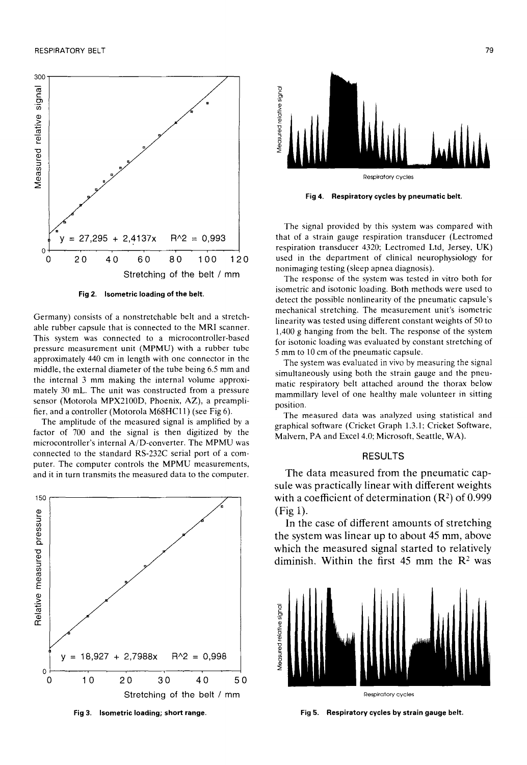Fig 2. Isometric loading of the belt.

Germany) consists of a nonstretchable belt and a stretchable rubber capsule that is connected to the MRI scanner. This system was connected to a microcontroller-based pressure measurement unit (MPMU) with a rubber tube approximately 440 cm in length with one connector in the middle, the external diameter of the tube being 6.5 mm and the internal 3 mm making the internal volume approximately 30 mL. The unit was constructed from a pressure sensor (Motorola MPX2100D, Phoenix, AZ), a preamplifier, and a controller (Motorola M68HC11) (see Fig 6).

The amplitude of the measured signal is amplified by a factor of 700 and the signal is then digitized by the microcontroller's internal A/D-converter. The MPMU was connected to the standard RS-232C serial port of a computer. The computer controls the MPMU measurements, and it in turn transmits the measured data to the computer.

Fig 3. Isometric loading; short range.

Fig 4. Respiratory cycles by pneumatic belt.

The signal provided by this system was compared with that of a strain gauge respiration transducer (Lectromed respiration transducer 4320; Lectromed Ltd, Jersey, UK) used in the department of clinical neurophysiology for nonimaging testing (sleep apnea diagnosis).

The response of the system was tested in vitro both for isometric and isotonic loading. Both methods were used to detect the possible nonlinearity of the pneumatic capsule's mechanical stretching. The measurement unit's isometric linearity was tested using different constant weights of 50 to 1,400 g hanging from the belt. The response of the system for isotonic loading was evaluated by constant stretching of 5 mm to 10 cm of the pneumatic capsule.

The system was evaluated in vivo by measuring the signal simultaneously using both the strain gauge and the pneumatic respiratory belt attached around the thorax below mammillary level of one healthy male volunteer in sitting position.

The measured data was analyzed using statistical and graphical software (Cricket Graph 1.3.1; Cricket Software, Malvern, PA and Excel 4.0; Microsoft, Seattle, WA).

## RESULTS

The data measured from the pneumatic capsule was practically linear with different weights with a coefficient of determination ($R^2$) of 0.999 (Fig 1).

In the case of different amounts of stretching the system was linear up to about 45 mm, above which the measured signal started to relatively diminish. Within the first 45 mm the $R^2$ was

Fig 5. Respiratory cycles by strain gauge belt.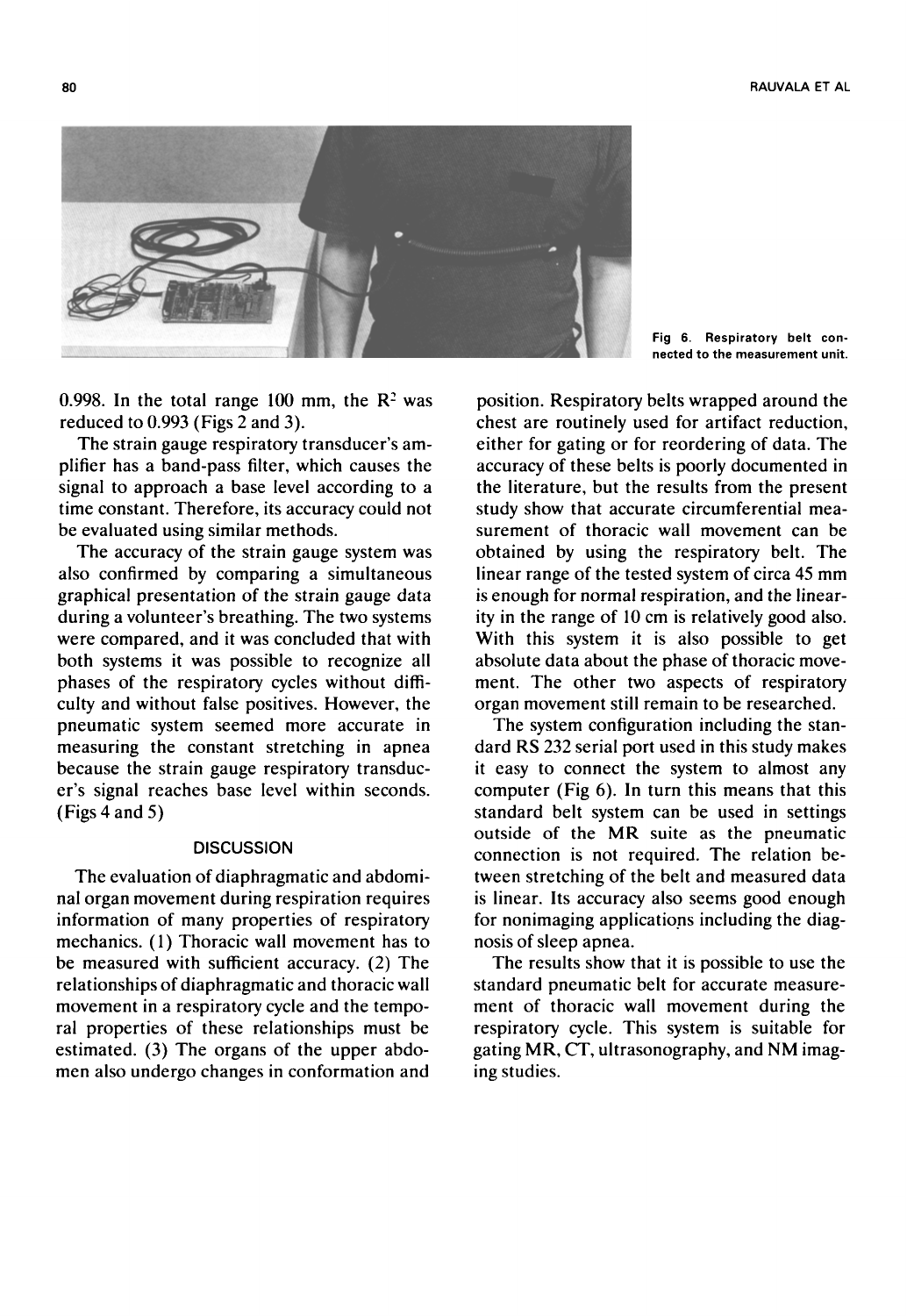Fig 6. Respiratory belt connected to the measurement unit.

0.998. In the total range 100 mm, the $R^2$ was reduced to 0.993 (Figs 2 and 3).

The strain gauge respiratory transducer's amplifier has a band-pass filter, which causes the signal to approach a base level according to a time constant. Therefore, its accuracy could not be evaluated using similar methods.

The accuracy of the strain gauge system was also confirmed by comparing a simultaneous graphical presentation of the strain gauge data during a volunteer's breathing. The two systems were compared, and it was concluded that with both systems it was possible to recognize all phases of the respiratory cycles without difficulty and without false positives. However, the pneumatic system seemed more accurate in measuring the constant stretching in apnea because the strain gauge respiratory transducer's signal reaches base level within seconds. (Figs 4 and 5)

## DISCUSSION

The evaluation of diaphragmatic and abdominal organ movement during respiration requires information of many properties of respiratory mechanics. (1) Thoracic wall movement has to be measured with sufficient accuracy. (2) The relationships of diaphragmatic and thoracic wall movement in a respiratory cycle and the temporal properties of these relationships must be estimated. (3) The organs of the upper abdomen also undergo changes in conformation and position. Respiratory belts wrapped around the chest are routinely used for artifact reduction, either for gating or for reordering of data. The accuracy of these belts is poorly documented in the literature, but the results from the present study show that accurate circumferential measurement of thoracic wall movement can be obtained by using the respiratory belt. The linear range of the tested system of circa 45 mm is enough for normal respiration, and the linearity in the range of 10 cm is relatively good also. With this system it is also possible to get absolute data about the phase of thoracic movement. The other two aspects of respiratory organ movement still remain to be researched.

The system configuration including the standard RS 232 serial port used in this study makes it easy to connect the system to almost any computer (Fig 6). In turn this means that this standard belt system can be used in settings outside of the MR suite as the pneumatic connection is not required. The relation between stretching of the belt and measured data is linear. Its accuracy also seems good enough for nonimaging applications including the diagnosis of sleep apnea.

The results show that it is possible to use the standard pneumatic belt for accurate measurement of thoracic wall movement during the respiratory cycle. This system is suitable for gating MR, CT, ultrasonography, and NM imaging studies.